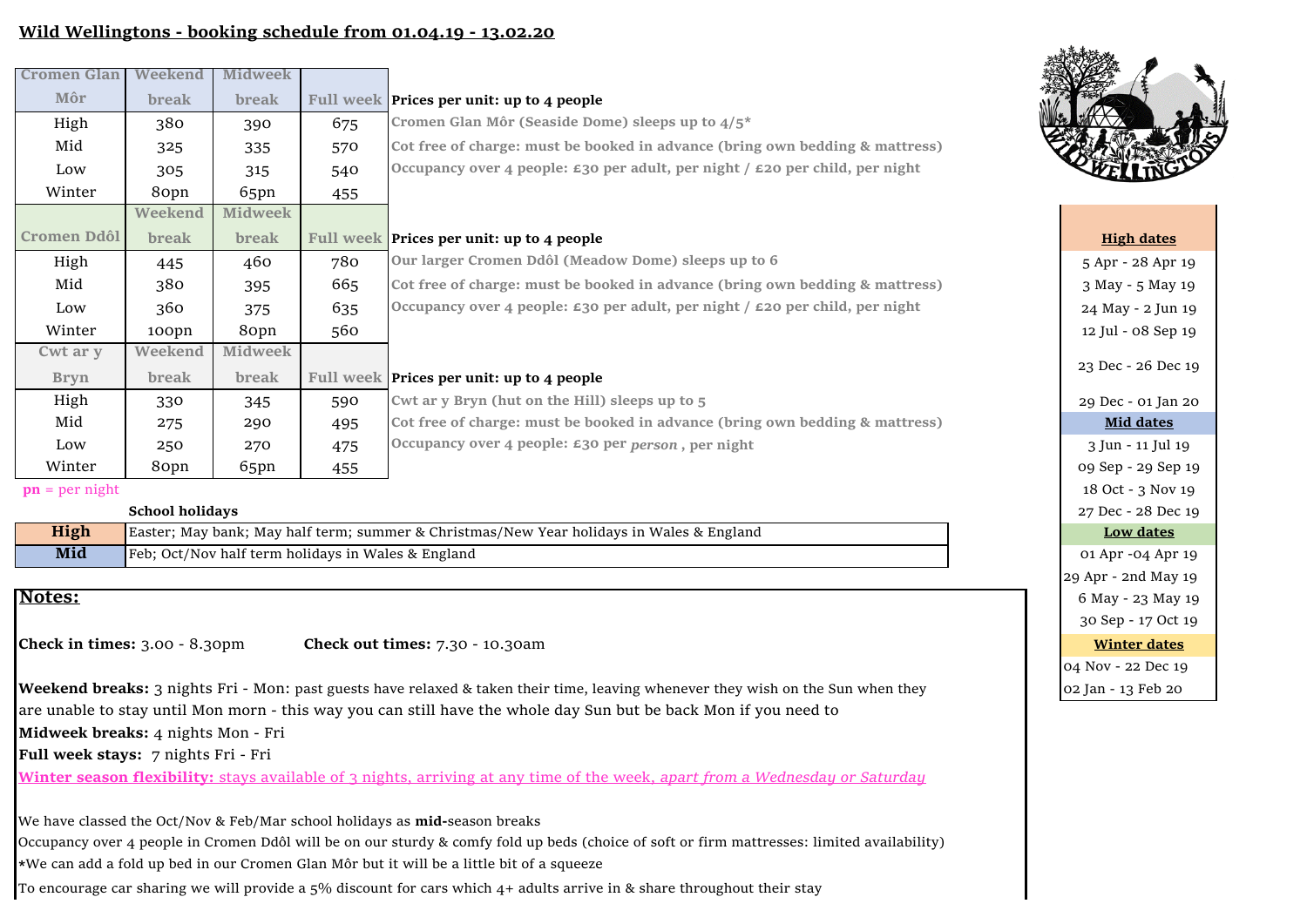# Wild Wellingtons - booking schedule from 01.04.19 - 13.02.20

| Cromen Glan Môr | Weekend break | Midweek break | Full week |
|---|---|---|---|
| High | 380 | 390 | 675 |
| Mid | 325 | 335 | 570 |
| Low | 305 | 315 | 540 |
| Winter | 80pn | 65pn | 455 |

**Prices per unit: up to 4 people**

Cromen Glan Môr (Seaside Dome) sleeps up to 4/5*

Cot free of charge: must be booked in advance (bring own bedding & mattress)

Occupancy over 4 people: £30 per adult, per night / £20 per child, per night

| Cromen Ddôl | Weekend break | Midweek break | Full week |
|---|---|---|---|
| High | 445 | 460 | 780 |
| Mid | 380 | 395 | 665 |
| Low | 360 | 375 | 635 |
| Winter | 100pn | 80pn | 560 |

**Prices per unit: up to 4 people**

Our larger Cromen Ddôl (Meadow Dome) sleeps up to 6

Cot free of charge: must be booked in advance (bring own bedding & mattress)

Occupancy over 4 people: £30 per adult, per night / £20 per child, per night

| Cwt ar y Bryn | Weekend break | Midweek break | Full week |
|---|---|---|---|
| High | 330 | 345 | 590 |
| Mid | 275 | 290 | 495 |
| Low | 250 | 270 | 475 |
| Winter | 80pn | 65pn | 455 |

**Prices per unit: up to 4 people**

Cwt ar y Bryn (hut on the Hill) sleeps up to 5

Cot free of charge: must be booked in advance (bring own bedding & mattress)

Occupancy over 4 people: £30 per *person* , per night

**pn** = per night

| | School holidays |
|---|---|
| **High** | Easter; May bank; May half term; summer & Christmas/New Year holidays in Wales & England |
| **Mid** | Feb; Oct/Nov half term holidays in Wales & England |

| **High dates** |
|---|
| 5 Apr - 28 Apr 19 |
| 3 May - 5 May 19 |
| 24 May - 2 Jun 19 |
| 12 Jul - 08 Sep 19 |
| 23 Dec - 26 Dec 19 |
| 29 Dec - 01 Jan 20 |
| **Mid dates** |
| 3 Jun - 11 Jul 19 |
| 09 Sep - 29 Sep 19 |
| 18 Oct - 3 Nov 19 |
| 27 Dec - 28 Dec 19 |
| **Low dates** |
| 01 Apr -04 Apr 19 |
| 29 Apr - 2nd May 19 |
| 6 May - 23 May 19 |
| 30 Sep - 17 Oct 19 |
| **Winter dates** |
| 04 Nov - 22 Dec 19 |
| 02 Jan - 13 Feb 20 |

## Notes:

**Check in times:** 3.00 - 8.30pm **Check out times:** 7.30 - 10.30am

**Weekend breaks:** 3 nights Fri - Mon: past guests have relaxed & taken their time, leaving whenever they wish on the Sun when they are unable to stay until Mon morn - this way you can still have the whole day Sun but be back Mon if you need to

**Midweek breaks:** 4 nights Mon - Fri

**Full week stays:** 7 nights Fri - Fri

**Winter season flexibility:** stays available of 3 nights, arriving at any time of the week, *apart from a Wednesday or Saturday*

We have classed the Oct/Nov & Feb/Mar school holidays as **mid-**season breaks

Occupancy over 4 people in Cromen Ddôl will be on our sturdy & comfy fold up beds (choice of soft or firm mattresses: limited availability)

*We can add a fold up bed in our Cromen Glan Môr but it will be a little bit of a squeeze

To encourage car sharing we will provide a 5% discount for cars which 4+ adults arrive in & share throughout their stay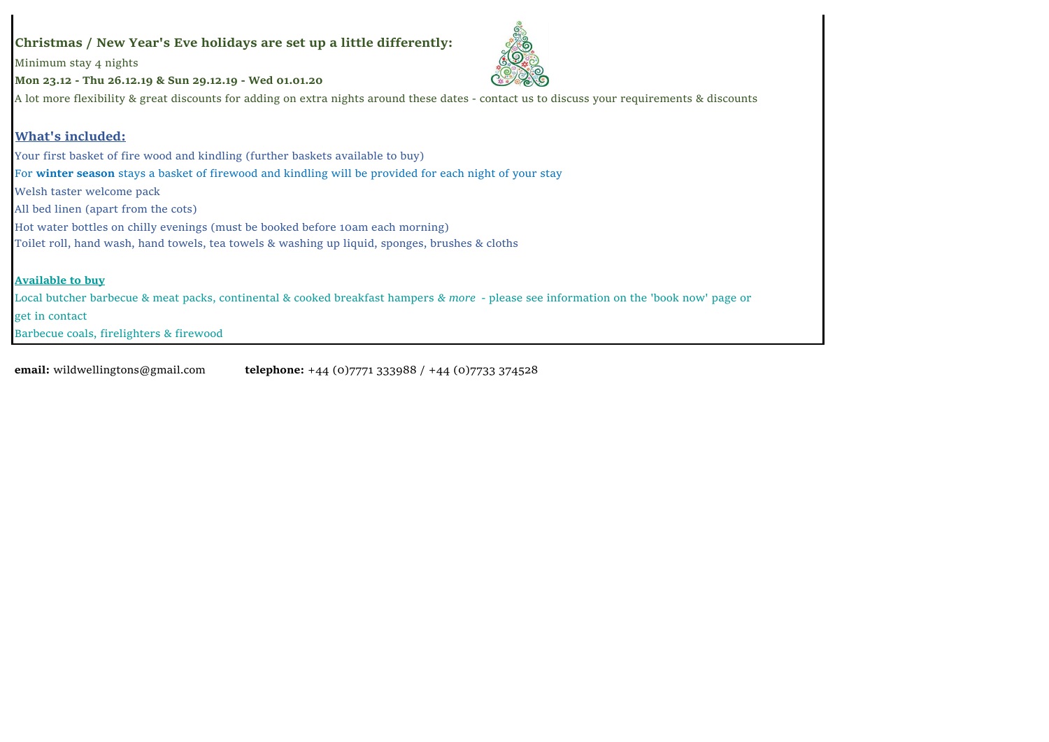## Christmas / New Year's Eve holidays are set up a little differently:

Minimum stay 4 nights

**Mon 23.12 - Thu 26.12.19 & Sun 29.12.19 - Wed 01.01.20**

A lot more flexibility & great discounts for adding on extra nights around these dates - contact us to discuss your requirements & discounts

## What's included:

Your first basket of fire wood and kindling (further baskets available to buy)

For **winter season** stays a basket of firewood and kindling will be provided for each night of your stay

Welsh taster welcome pack

All bed linen (apart from the cots)

Hot water bottles on chilly evenings (must be booked before 10am each morning)

Toilet roll, hand wash, hand towels, tea towels & washing up liquid, sponges, brushes & cloths

**Available to buy**

Local butcher barbecue & meat packs, continental & cooked breakfast hampers *& more* - please see information on the 'book now' page or get in contact

Barbecue coals, firelighters & firewood

**email:** wildwellingtons@gmail.com **telephone:** +44 (0)7771 333988 / +44 (0)7733 374528